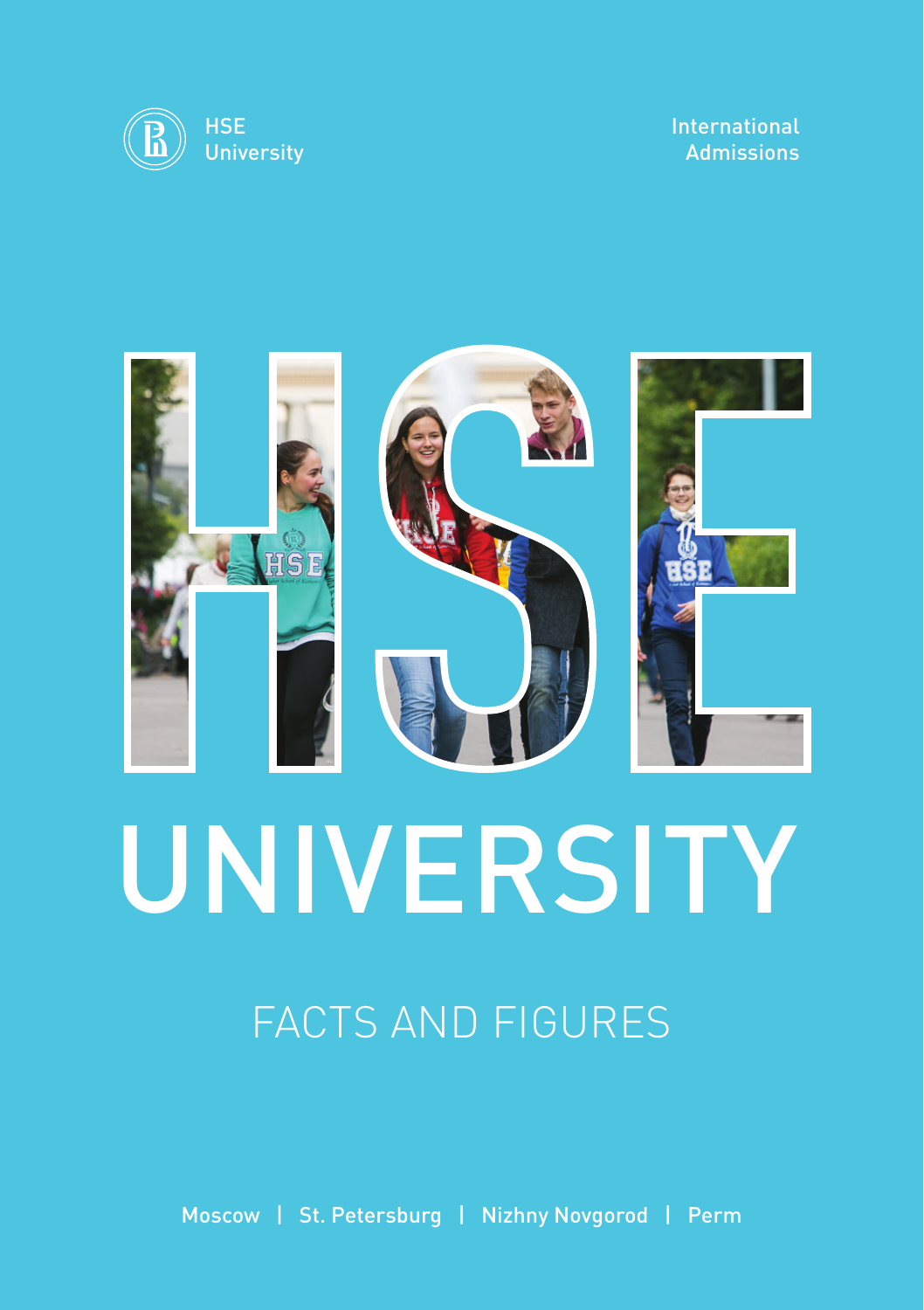HSE
University

International
Admissions

# HSE UNIVERSITY

## FACTS AND FIGURES

Moscow | St. Petersburg | Nizhny Novgorod | Perm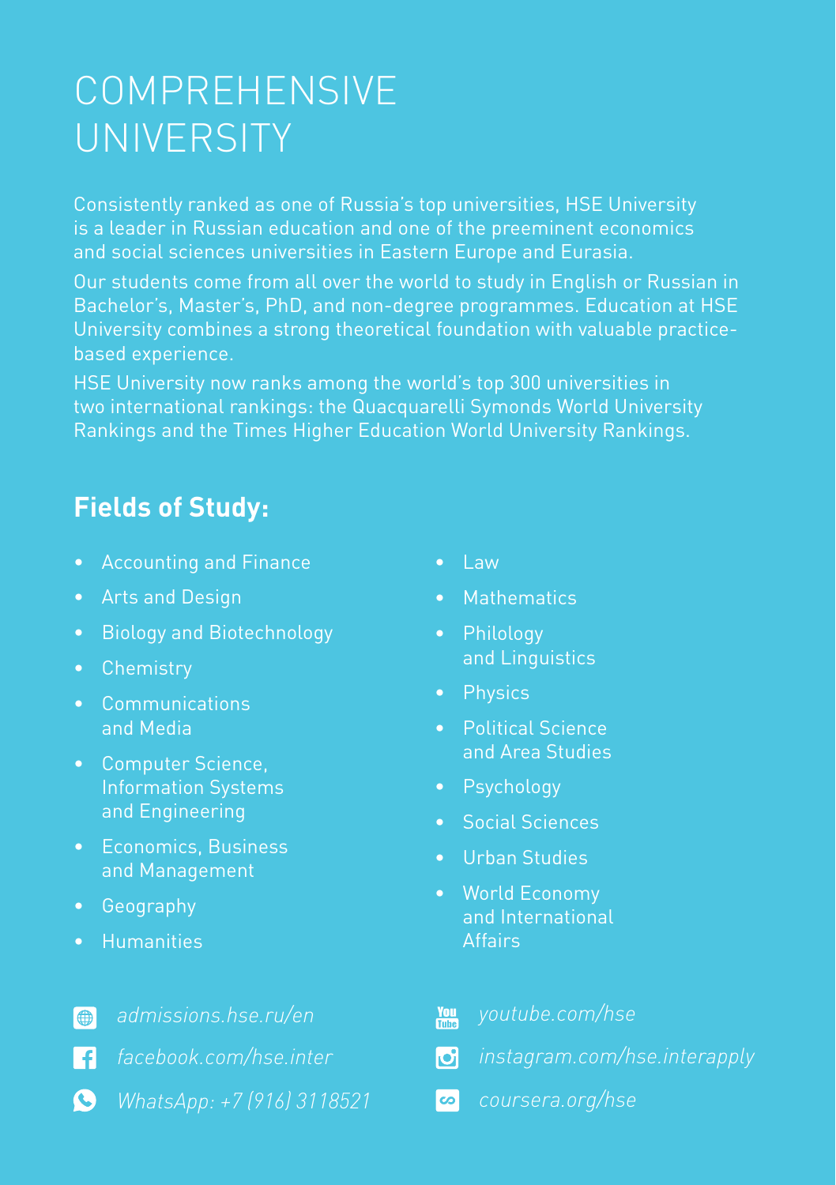# COMPREHENSIVE UNIVERSITY

Consistently ranked as one of Russia's top universities, HSE University is a leader in Russian education and one of the preeminent economics and social sciences universities in Eastern Europe and Eurasia.

Our students come from all over the world to study in English or Russian in Bachelor's, Master's, PhD, and non-degree programmes. Education at HSE University combines a strong theoretical foundation with valuable practice-based experience.

HSE University now ranks among the world's top 300 universities in two international rankings: the Quacquarelli Symonds World University Rankings and the Times Higher Education World University Rankings.

## Fields of Study:

- Accounting and Finance
- Arts and Design
- Biology and Biotechnology
- Chemistry
- Communications and Media
- Computer Science, Information Systems and Engineering
- Economics, Business and Management
- Geography
- Humanities
- Law
- Mathematics
- Philology and Linguistics
- Physics
- Political Science and Area Studies
- Psychology
- Social Sciences
- Urban Studies
- World Economy and International Affairs

*admissions.hse.ru/en*

*facebook.com/hse.inter*

*WhatsApp: +7 (916) 3118521*

*youtube.com/hse*

*instagram.com/hse.interapply*

*coursera.org/hse*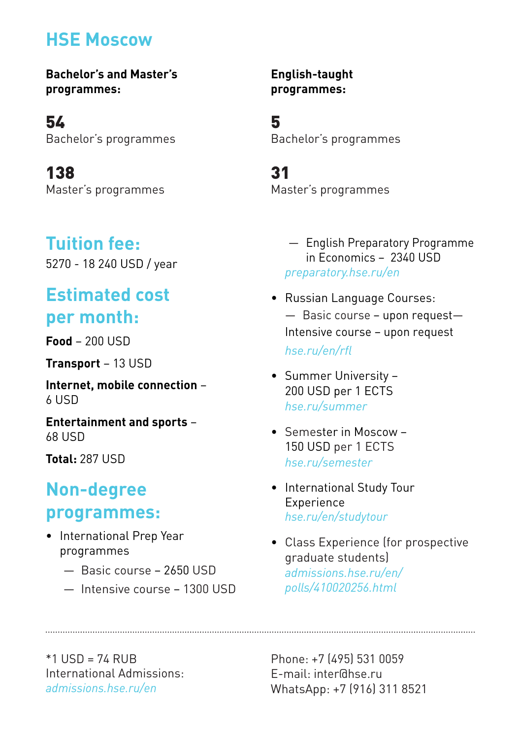# HSE Moscow

**Bachelor's and Master's programmes:**

**54**
Bachelor's programmes

**138**
Master's programmes

**English-taught programmes:**

**5**
Bachelor's programmes

**31**
Master's programmes

## Tuition fee:

5270 - 18 240 USD / year

## Estimated cost per month:

**Food** – 200 USD

**Transport** – 13 USD

**Internet, mobile connection** – 6 USD

**Entertainment and sports** – 68 USD

**Total:** 287 USD

## Non-degree programmes:

- International Prep Year programmes
  - Basic course – 2650 USD
  - Intensive course – 1300 USD
  - English Preparatory Programme in Economics – 2340 USD
  
  *preparatory.hse.ru/en*
- Russian Language Courses:
  - Basic course – upon request
  - Intensive course – upon request
  
  *hse.ru/en/rfl*
- Summer University – 200 USD per 1 ECTS
  *hse.ru/summer*
- Semester in Moscow – 150 USD per 1 ECTS
  *hse.ru/semester*
- International Study Tour Experience
  *hse.ru/en/studytour*
- Class Experience (for prospective graduate students)
  *admissions.hse.ru/en/polls/410020256.html*

---

*1 USD = 74 RUB
International Admissions: *admissions.hse.ru/en*

Phone: +7 (495) 531 0059
E-mail: inter@hse.ru
WhatsApp: +7 (916) 311 8521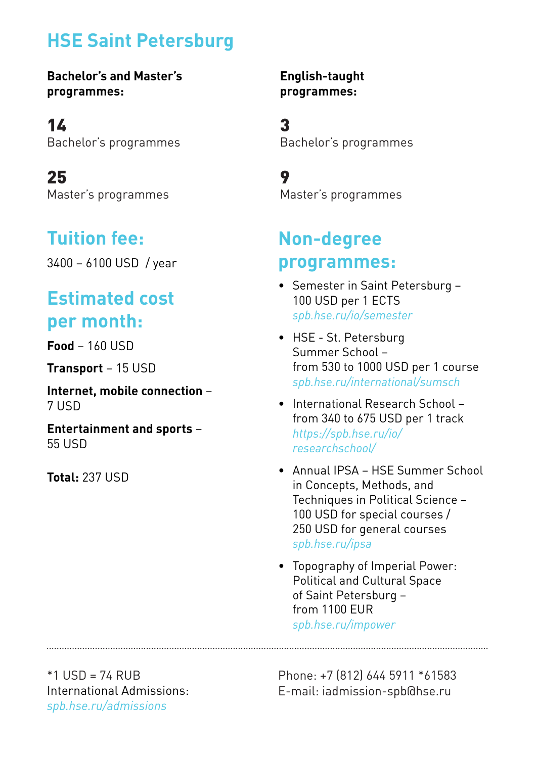# HSE Saint Petersburg

**Bachelor's and Master's programmes:**

**14**
Bachelor's programmes

**25**
Master's programmes

**English-taught programmes:**

**3**
Bachelor's programmes

**9**
Master's programmes

## Tuition fee:

3400 – 6100 USD / year

## Estimated cost per month:

**Food** – 160 USD

**Transport** – 15 USD

**Internet, mobile connection** – 7 USD

**Entertainment and sports** – 55 USD

**Total:** 237 USD

## Non-degree programmes:

- Semester in Saint Petersburg – 100 USD per 1 ECTS
  *spb.hse.ru/io/semester*
- HSE - St. Petersburg Summer School – from 530 to 1000 USD per 1 course
  *spb.hse.ru/international/sumsch*
- International Research School – from 340 to 675 USD per 1 track
  *https://spb.hse.ru/io/researchschool/*
- Annual IPSA – HSE Summer School in Concepts, Methods, and Techniques in Political Science – 100 USD for special courses / 250 USD for general courses
  *spb.hse.ru/ipsa*
- Topography of Imperial Power: Political and Cultural Space of Saint Petersburg – from 1100 EUR
  *spb.hse.ru/impower*

---

*1 USD = 74 RUB
International Admissions:
*spb.hse.ru/admissions*

Phone: +7 (812) 644 5911 *61583
E-mail: iadmission-spb@hse.ru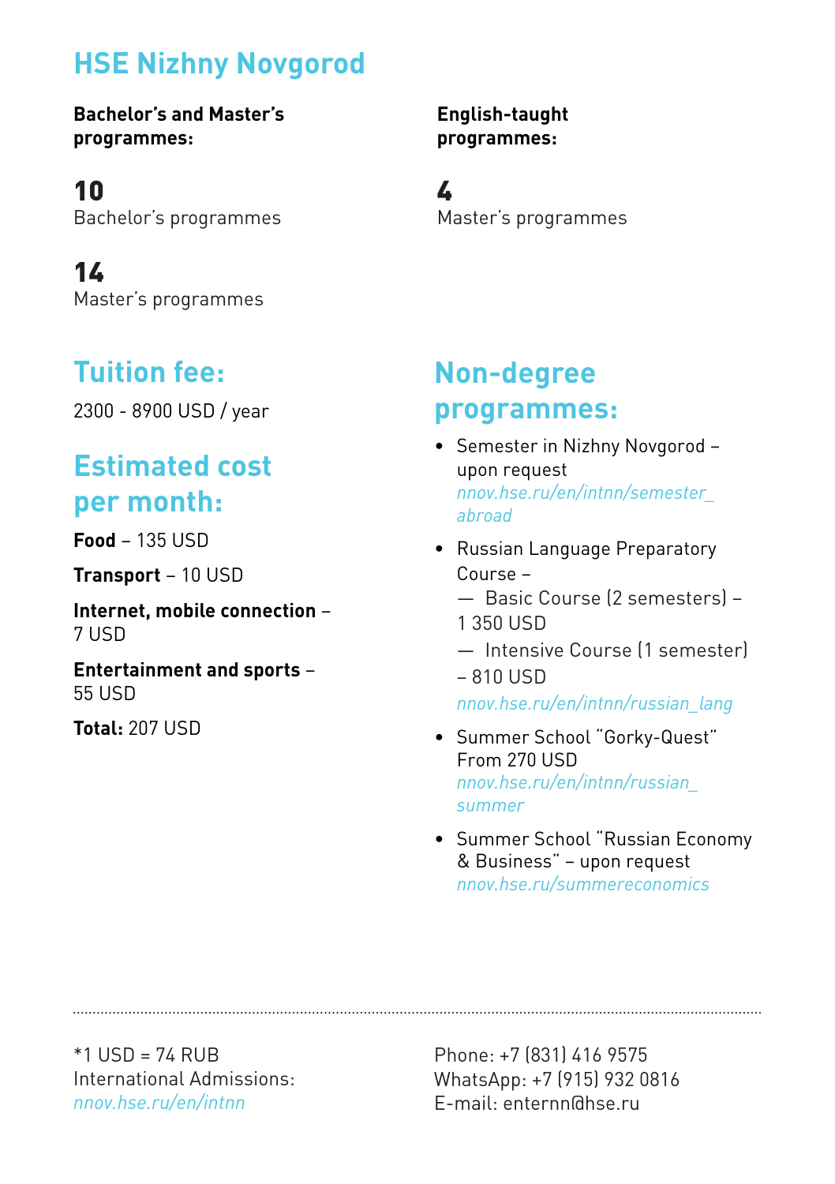# HSE Nizhny Novgorod

**Bachelor's and Master's programmes:**

**10**
Bachelor's programmes

**14**
Master's programmes

**English-taught programmes:**

**4**
Master's programmes

## Tuition fee:

2300 - 8900 USD / year

## Estimated cost per month:

**Food** – 135 USD

**Transport** – 10 USD

**Internet, mobile connection** – 7 USD

**Entertainment and sports** – 55 USD

**Total:** 207 USD

## Non-degree programmes:

- Semester in Nizhny Novgorod – upon request
  *nnov.hse.ru/en/intnn/semester_abroad*
- Russian Language Preparatory Course –
  — Basic Course (2 semesters) – 1 350 USD
  — Intensive Course (1 semester) – 810 USD
  *nnov.hse.ru/en/intnn/russian_lang*
- Summer School "Gorky-Quest" From 270 USD
  *nnov.hse.ru/en/intnn/russian_summer*
- Summer School "Russian Economy & Business" – upon request
  *nnov.hse.ru/summereconomics*

---

*1 USD = 74 RUB
International Admissions:
*nnov.hse.ru/en/intnn*

Phone: +7 (831) 416 9575
WhatsApp: +7 (915) 932 0816
E-mail: enternn@hse.ru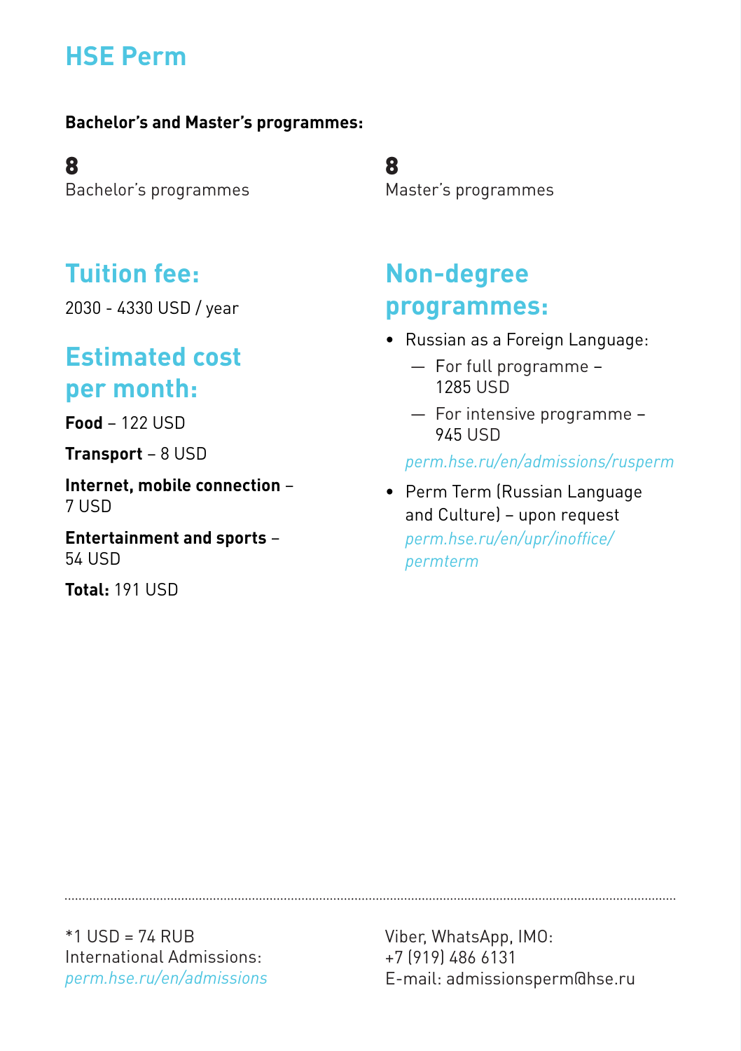# HSE Perm

**Bachelor's and Master's programmes:**

**8**
Bachelor's programmes

**8**
Master's programmes

## Tuition fee:

2030 - 4330 USD / year

## Estimated cost per month:

**Food** – 122 USD

**Transport** – 8 USD

**Internet, mobile connection** – 7 USD

**Entertainment and sports** – 54 USD

**Total:** 191 USD

## Non-degree programmes:

- Russian as a Foreign Language:
  - For full programme – 1285 USD
  - For intensive programme – 945 USD

  *perm.hse.ru/en/admissions/rusperm*
- Perm Term (Russian Language and Culture) – upon request
  *perm.hse.ru/en/upr/inoffice/permterm*

---

*1 USD = 74 RUB
International Admissions:
*perm.hse.ru/en/admissions*

Viber, WhatsApp, IMO:
+7 (919) 486 6131
E-mail: admissionsperm@hse.ru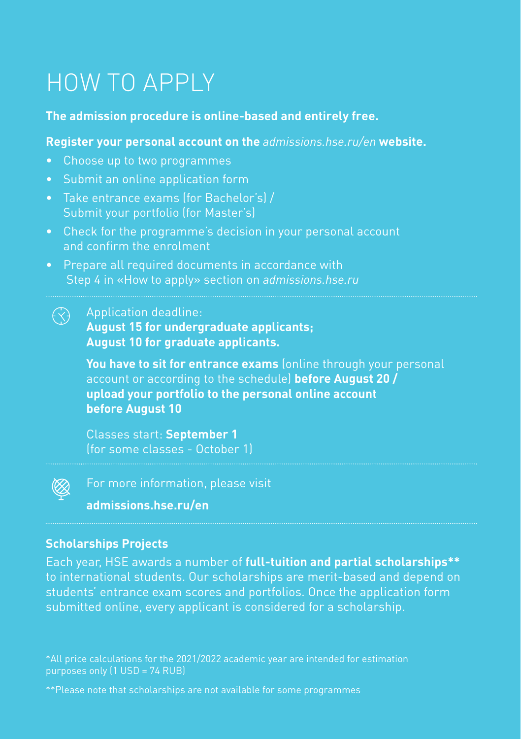# HOW TO APPLY

**The admission procedure is online-based and entirely free.**

**Register your personal account on the** *admissions.hse.ru/en* **website.**

- Choose up to two programmes
- Submit an online application form
- Take entrance exams (for Bachelor's) / Submit your portfolio (for Master's)
- Check for the programme's decision in your personal account and confirm the enrolment
- Prepare all required documents in accordance with Step 4 in «How to apply» section on *admissions.hse.ru*

---

Application deadline:
**August 15 for undergraduate applicants;**
**August 10 for graduate applicants.**

**You have to sit for entrance exams** (online through your personal account or according to the schedule) **before August 20 / upload your portfolio to the personal online account before August 10**

Classes start: **September 1**
(for some classes - October 1)

---

For more information, please visit

**admissions.hse.ru/en**

---

**Scholarships Projects**

Each year, HSE awards a number of **full-tuition and partial scholarships**** to international students. Our scholarships are merit-based and depend on students' entrance exam scores and portfolios. Once the application form submitted online, every applicant is considered for a scholarship.

*All price calculations for the 2021/2022 academic year are intended for estimation purposes only (1 USD = 74 RUB)

**Please note that scholarships are not available for some programmes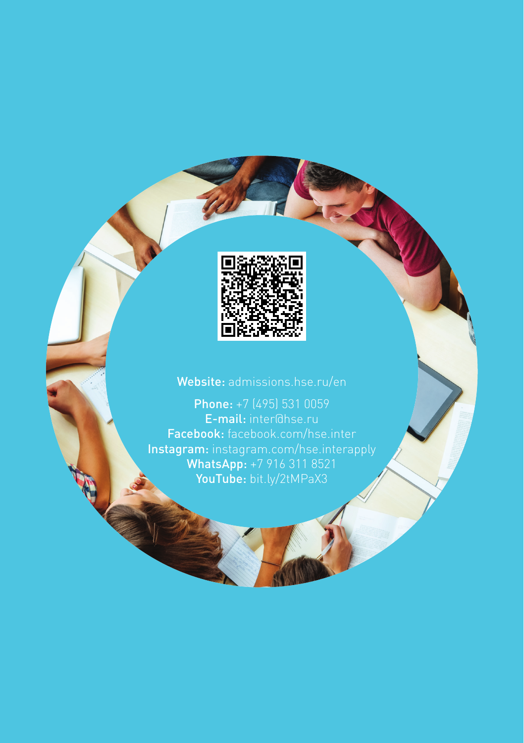**Website:** admissions.hse.ru/en

**Phone:** +7 (495) 531 0059
**E-mail:** inter@hse.ru
**Facebook:** facebook.com/hse.inter
**Instagram:** instagram.com/hse.interapply
**WhatsApp:** +7 916 311 8521
**YouTube:** bit.ly/2tMPaX3